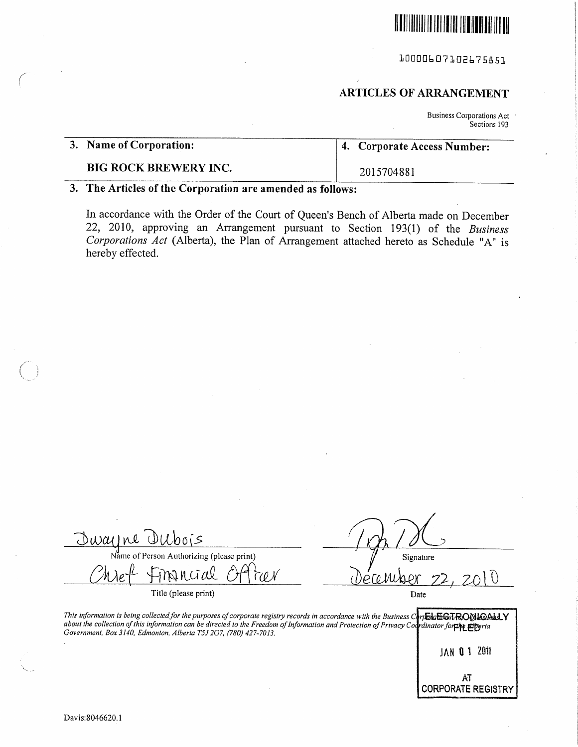10000607102675851

# ARTICLES OF ARRANGEMENT

Business Corporations Act
Sections 193

| 3. Name of Corporation: | 4. Corporate Access Number: |
|---|---|
| BIG ROCK BREWERY INC. | 2015704881 |

**3. The Articles of the Corporation are amended as follows:**

In accordance with the Order of the Court of Queen's Bench of Alberta made on December 22, 2010, approving an Arrangement pursuant to Section 193(1) of the *Business Corporations Act* (Alberta), the Plan of Arrangement attached hereto as Schedule "A" is hereby effected.

Dwayne Dubois
Name of Person Authorizing (please print)

Chief Financial Officer
Title (please print)

[Signature]
Signature

December 22, 2010
Date

*This information is being collected for the purposes of corporate registry records in accordance with the Business Corporations Act. Questions about the collection of this information can be directed to the Freedom of Information and Protection of Privacy Coordinator for the Alberta Government, Box 3140, Edmonton, Alberta T5J 2G7, (780) 427-7013.*

ELECTRONICALLY FILED
JAN 01 2011
AT
CORPORATE REGISTRY

Davis:8046620.1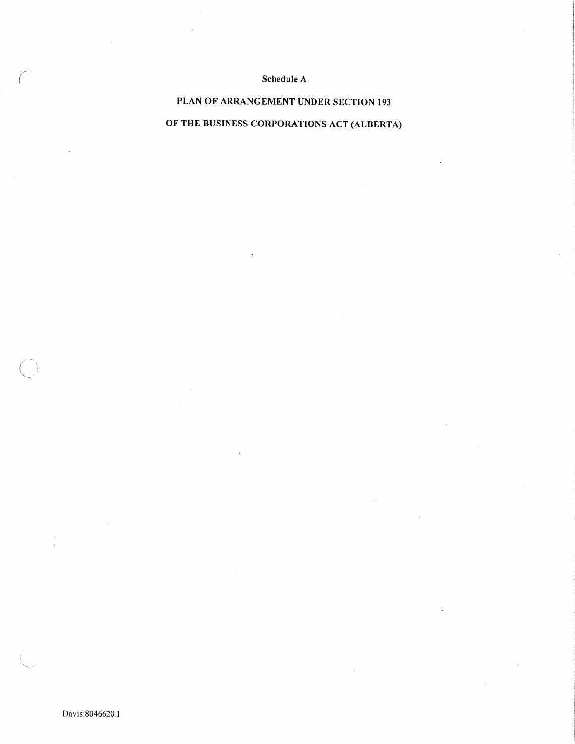# Schedule A

# PLAN OF ARRANGEMENT UNDER SECTION 193

# OF THE BUSINESS CORPORATIONS ACT (ALBERTA)

Davis:8046620.1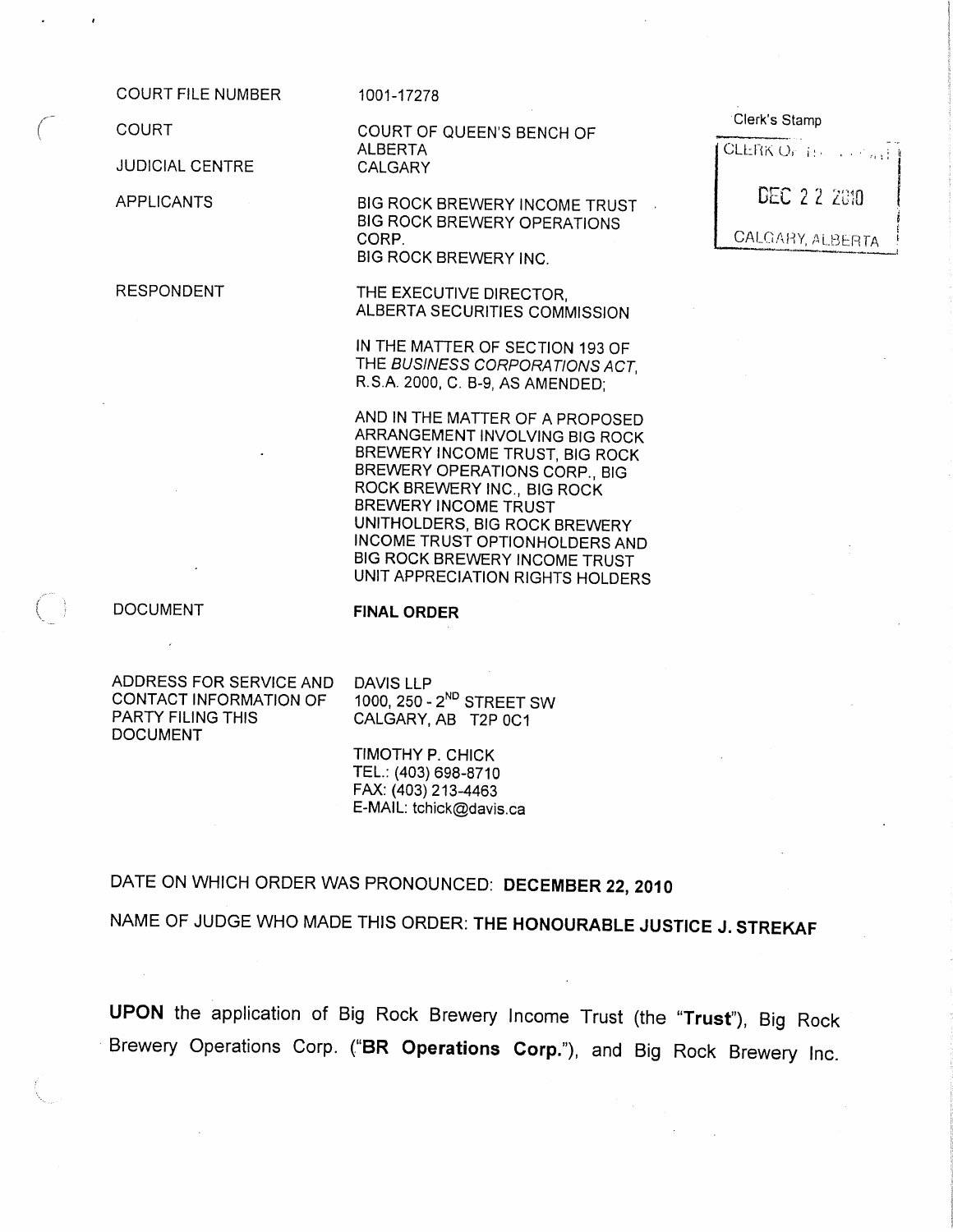| | |
|---|---|
| COURT FILE NUMBER | 1001-17278 |
| COURT | COURT OF QUEEN'S BENCH OF ALBERTA |
| JUDICIAL CENTRE | CALGARY |
| APPLICANTS | BIG ROCK BREWERY INCOME TRUST<br>BIG ROCK BREWERY OPERATIONS CORP.<br>BIG ROCK BREWERY INC. |
| RESPONDENT | THE EXECUTIVE DIRECTOR, ALBERTA SECURITIES COMMISSION |
| | IN THE MATTER OF SECTION 193 OF THE *BUSINESS CORPORATIONS ACT*, R.S.A. 2000, C. B-9, AS AMENDED;<br><br>AND IN THE MATTER OF A PROPOSED ARRANGEMENT INVOLVING BIG ROCK BREWERY INCOME TRUST, BIG ROCK BREWERY OPERATIONS CORP., BIG ROCK BREWERY INC., BIG ROCK BREWERY INCOME TRUST UNITHOLDERS, BIG ROCK BREWERY INCOME TRUST OPTIONHOLDERS AND BIG ROCK BREWERY INCOME TRUST UNIT APPRECIATION RIGHTS HOLDERS |
| DOCUMENT | **FINAL ORDER** |
| ADDRESS FOR SERVICE AND CONTACT INFORMATION OF PARTY FILING THIS DOCUMENT | DAVIS LLP<br>1000, 250 - 2ND STREET SW<br>CALGARY, AB T2P 0C1<br><br>TIMOTHY P. CHICK<br>TEL.: (403) 698-8710<br>FAX: (403) 213-4463<br>E-MAIL: tchick@davis.ca |

Clerk's Stamp

CLERK OF THE COURT
DEC 22 2010
CALGARY, ALBERTA

DATE ON WHICH ORDER WAS PRONOUNCED: **DECEMBER 22, 2010**

NAME OF JUDGE WHO MADE THIS ORDER: **THE HONOURABLE JUSTICE J. STREKAF**

**UPON** the application of Big Rock Brewery Income Trust (the "**Trust**"), Big Rock Brewery Operations Corp. ("**BR Operations Corp.**"), and Big Rock Brewery Inc.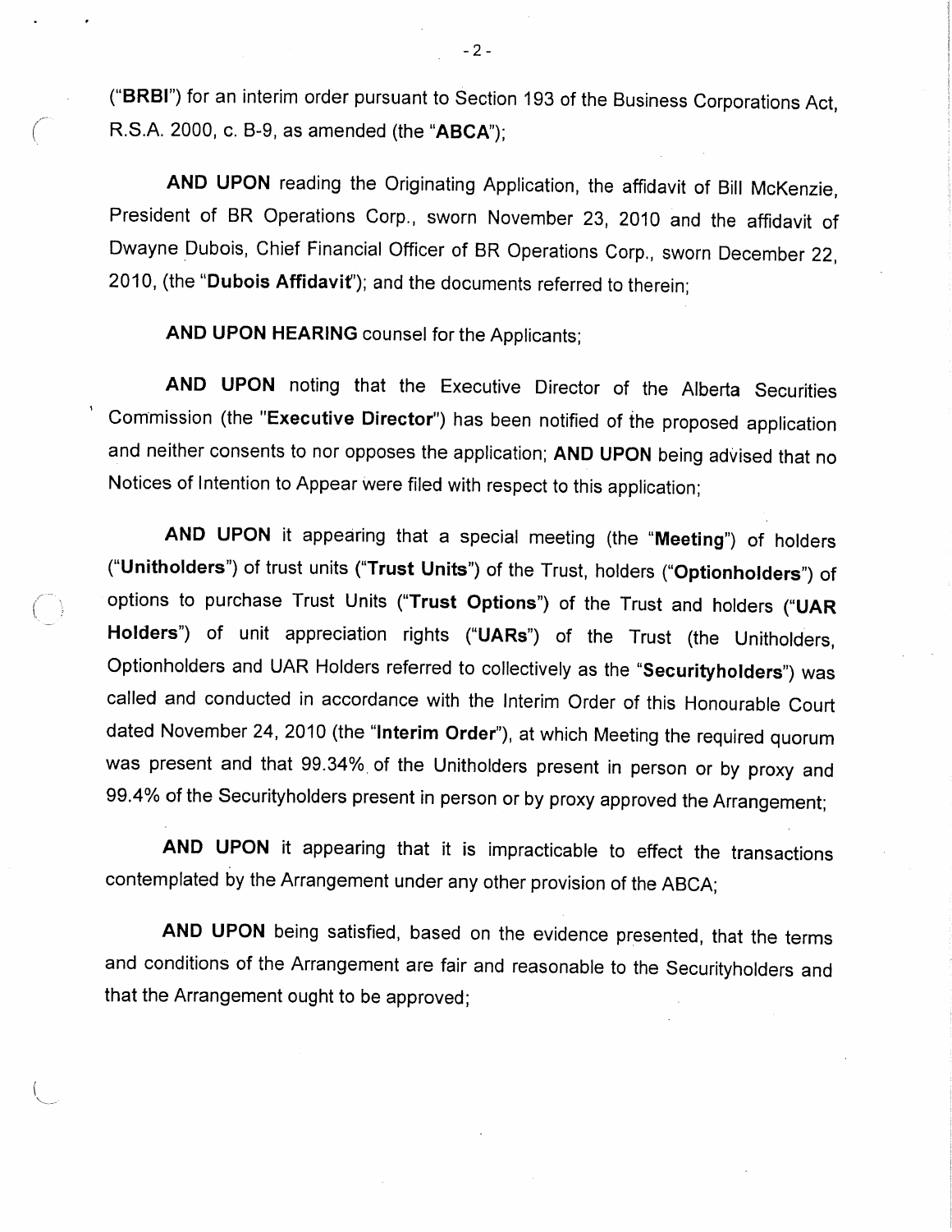("**BRBI**") for an interim order pursuant to Section 193 of the Business Corporations Act, R.S.A. 2000, c. B-9, as amended (the "**ABCA**");

**AND UPON** reading the Originating Application, the affidavit of Bill McKenzie, President of BR Operations Corp., sworn November 23, 2010 and the affidavit of Dwayne Dubois, Chief Financial Officer of BR Operations Corp., sworn December 22, 2010, (the "**Dubois Affidavit**"); and the documents referred to therein;

**AND UPON HEARING** counsel for the Applicants;

**AND UPON** noting that the Executive Director of the Alberta Securities Commission (the "**Executive Director**") has been notified of the proposed application and neither consents to nor opposes the application; **AND UPON** being advised that no Notices of Intention to Appear were filed with respect to this application;

**AND UPON** it appearing that a special meeting (the "**Meeting**") of holders ("**Unitholders**") of trust units ("**Trust Units**") of the Trust, holders ("**Optionholders**") of options to purchase Trust Units ("**Trust Options**") of the Trust and holders ("**UAR Holders**") of unit appreciation rights ("**UARs**") of the Trust (the Unitholders, Optionholders and UAR Holders referred to collectively as the "**Securityholders**") was called and conducted in accordance with the Interim Order of this Honourable Court dated November 24, 2010 (the "**Interim Order**"), at which Meeting the required quorum was present and that 99.34% of the Unitholders present in person or by proxy and 99.4% of the Securityholders present in person or by proxy approved the Arrangement;

**AND UPON** it appearing that it is impracticable to effect the transactions contemplated by the Arrangement under any other provision of the ABCA;

**AND UPON** being satisfied, based on the evidence presented, that the terms and conditions of the Arrangement are fair and reasonable to the Securityholders and that the Arrangement ought to be approved;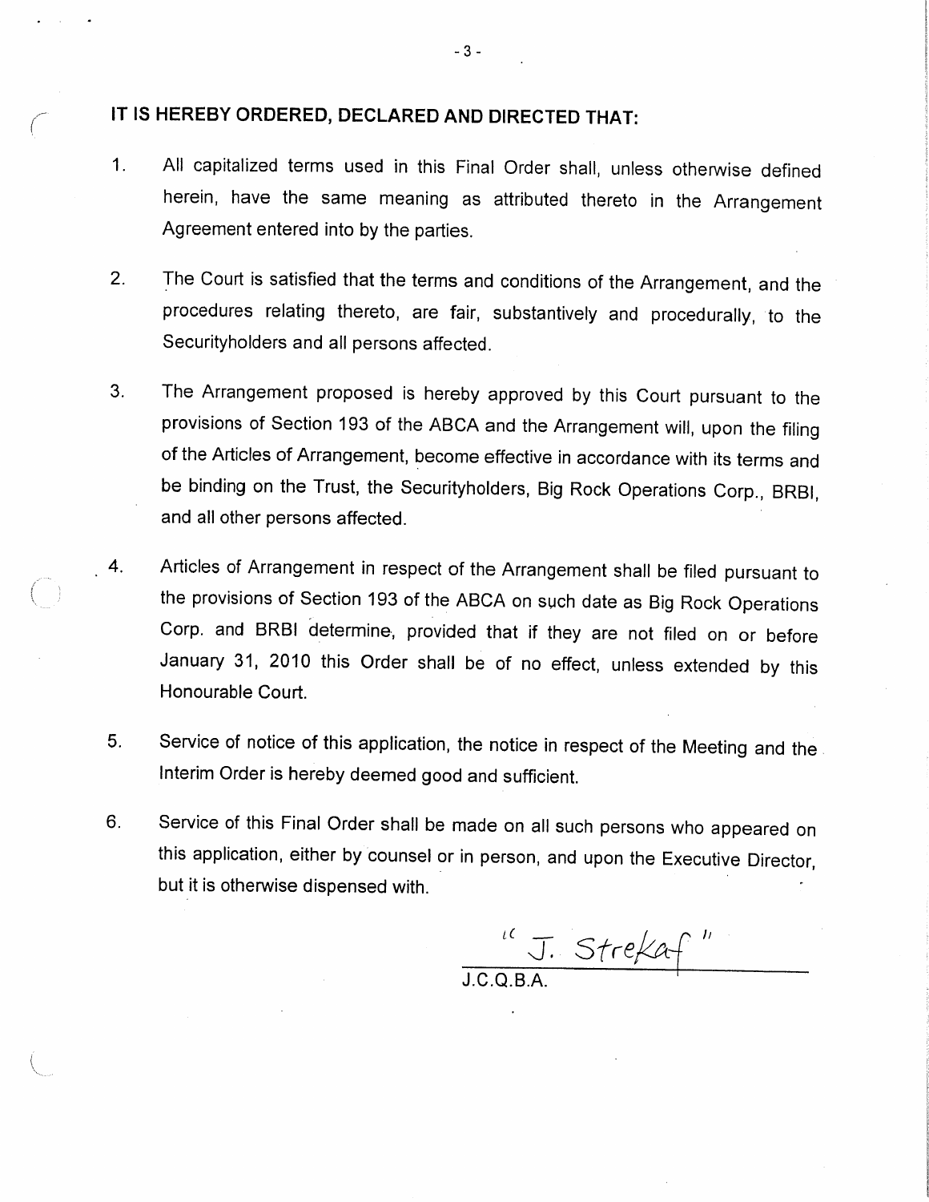**IT IS HEREBY ORDERED, DECLARED AND DIRECTED THAT:**

1. All capitalized terms used in this Final Order shall, unless otherwise defined herein, have the same meaning as attributed thereto in the Arrangement Agreement entered into by the parties.

2. The Court is satisfied that the terms and conditions of the Arrangement, and the procedures relating thereto, are fair, substantively and procedurally, to the Securityholders and all persons affected.

3. The Arrangement proposed is hereby approved by this Court pursuant to the provisions of Section 193 of the ABCA and the Arrangement will, upon the filing of the Articles of Arrangement, become effective in accordance with its terms and be binding on the Trust, the Securityholders, Big Rock Operations Corp., BRBI, and all other persons affected.

4. Articles of Arrangement in respect of the Arrangement shall be filed pursuant to the provisions of Section 193 of the ABCA on such date as Big Rock Operations Corp. and BRBI determine, provided that if they are not filed on or before January 31, 2010 this Order shall be of no effect, unless extended by this Honourable Court.

5. Service of notice of this application, the notice in respect of the Meeting and the Interim Order is hereby deemed good and sufficient.

6. Service of this Final Order shall be made on all such persons who appeared on this application, either by counsel or in person, and upon the Executive Director, but it is otherwise dispensed with.

"J. Strekaf"

J.C.Q.B.A.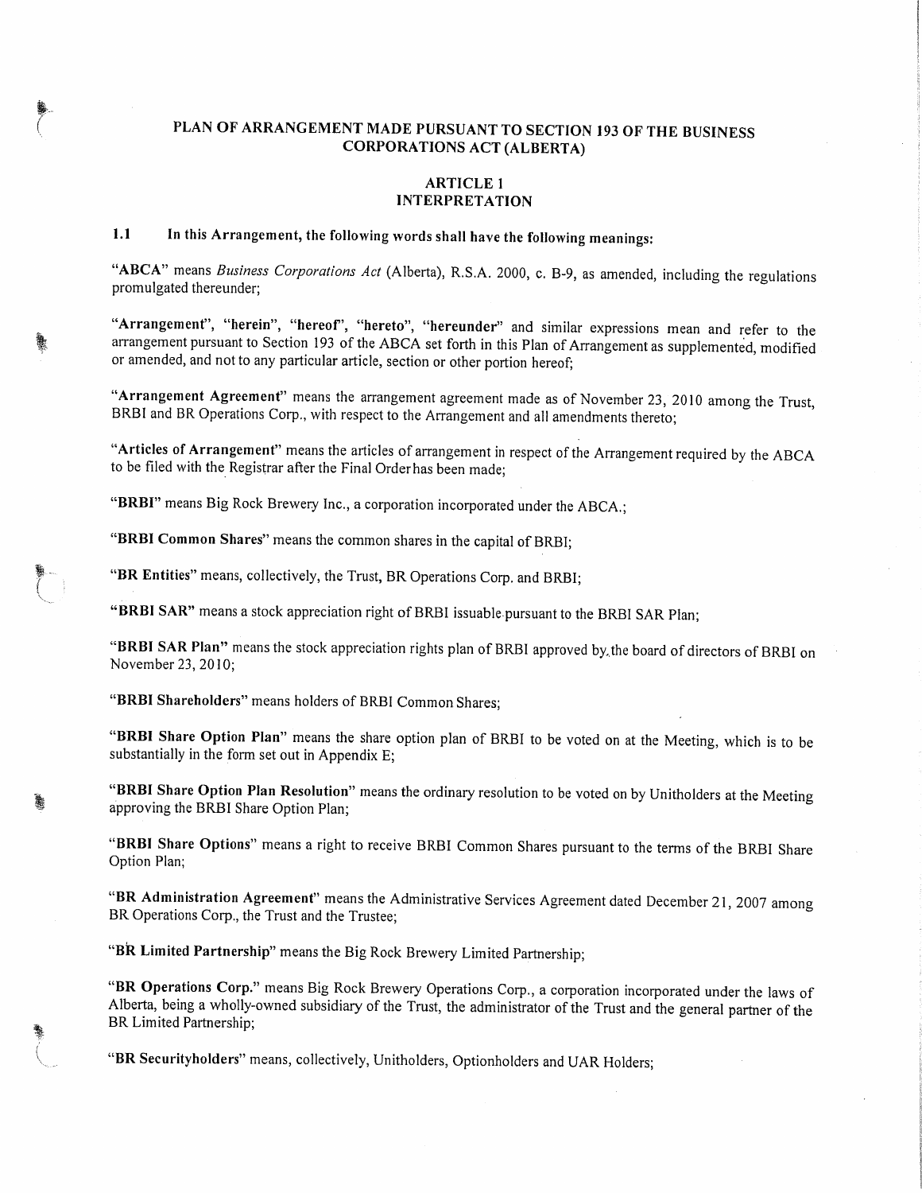# PLAN OF ARRANGEMENT MADE PURSUANT TO SECTION 193 OF THE BUSINESS CORPORATIONS ACT (ALBERTA)

## ARTICLE 1
## INTERPRETATION

**1.1 In this Arrangement, the following words shall have the following meanings:**

"**ABCA**" means *Business Corporations Act* (Alberta), R.S.A. 2000, c. B-9, as amended, including the regulations promulgated thereunder;

"**Arrangement**", "**herein**", "**hereof**", "**hereto**", "**hereunder**" and similar expressions mean and refer to the arrangement pursuant to Section 193 of the ABCA set forth in this Plan of Arrangement as supplemented, modified or amended, and not to any particular article, section or other portion hereof;

"**Arrangement Agreement**" means the arrangement agreement made as of November 23, 2010 among the Trust, BRBI and BR Operations Corp., with respect to the Arrangement and all amendments thereto;

"**Articles of Arrangement**" means the articles of arrangement in respect of the Arrangement required by the ABCA to be filed with the Registrar after the Final Order has been made;

"**BRBI**" means Big Rock Brewery Inc., a corporation incorporated under the ABCA.;

"**BRBI Common Shares**" means the common shares in the capital of BRBI;

"**BR Entities**" means, collectively, the Trust, BR Operations Corp. and BRBI;

"**BRBI SAR**" means a stock appreciation right of BRBI issuable pursuant to the BRBI SAR Plan;

"**BRBI SAR Plan**" means the stock appreciation rights plan of BRBI approved by the board of directors of BRBI on November 23, 2010;

"**BRBI Shareholders**" means holders of BRBI Common Shares;

"**BRBI Share Option Plan**" means the share option plan of BRBI to be voted on at the Meeting, which is to be substantially in the form set out in Appendix E;

"**BRBI Share Option Plan Resolution**" means the ordinary resolution to be voted on by Unitholders at the Meeting approving the BRBI Share Option Plan;

"**BRBI Share Options**" means a right to receive BRBI Common Shares pursuant to the terms of the BRBI Share Option Plan;

"**BR Administration Agreement**" means the Administrative Services Agreement dated December 21, 2007 among BR Operations Corp., the Trust and the Trustee;

"**BR Limited Partnership**" means the Big Rock Brewery Limited Partnership;

"**BR Operations Corp.**" means Big Rock Brewery Operations Corp., a corporation incorporated under the laws of Alberta, being a wholly-owned subsidiary of the Trust, the administrator of the Trust and the general partner of the BR Limited Partnership;

"**BR Securityholders**" means, collectively, Unitholders, Optionholders and UAR Holders;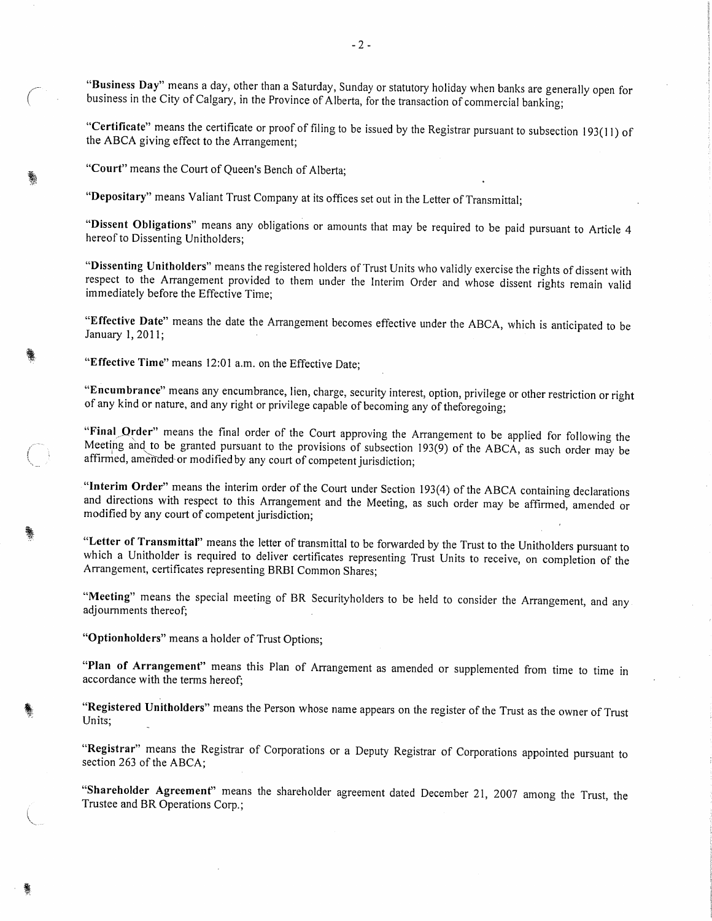"**Business Day**" means a day, other than a Saturday, Sunday or statutory holiday when banks are generally open for business in the City of Calgary, in the Province of Alberta, for the transaction of commercial banking;

"**Certificate**" means the certificate or proof of filing to be issued by the Registrar pursuant to subsection 193(11) of the ABCA giving effect to the Arrangement;

"**Court**" means the Court of Queen's Bench of Alberta;

"**Depositary**" means Valiant Trust Company at its offices set out in the Letter of Transmittal;

"**Dissent Obligations**" means any obligations or amounts that may be required to be paid pursuant to Article 4 hereof to Dissenting Unitholders;

"**Dissenting Unitholders**" means the registered holders of Trust Units who validly exercise the rights of dissent with respect to the Arrangement provided to them under the Interim Order and whose dissent rights remain valid immediately before the Effective Time;

"**Effective Date**" means the date the Arrangement becomes effective under the ABCA, which is anticipated to be January 1, 2011;

"**Effective Time**" means 12:01 a.m. on the Effective Date;

"**Encumbrance**" means any encumbrance, lien, charge, security interest, option, privilege or other restriction or right of any kind or nature, and any right or privilege capable of becoming any of theforegoing;

"**Final Order**" means the final order of the Court approving the Arrangement to be applied for following the Meeting and to be granted pursuant to the provisions of subsection 193(9) of the ABCA, as such order may be affirmed, amended or modified by any court of competent jurisdiction;

"**Interim Order**" means the interim order of the Court under Section 193(4) of the ABCA containing declarations and directions with respect to this Arrangement and the Meeting, as such order may be affirmed, amended or modified by any court of competent jurisdiction;

"**Letter of Transmittal**" means the letter of transmittal to be forwarded by the Trust to the Unitholders pursuant to which a Unitholder is required to deliver certificates representing Trust Units to receive, on completion of the Arrangement, certificates representing BRBI Common Shares;

"**Meeting**" means the special meeting of BR Securityholders to be held to consider the Arrangement, and any adjournments thereof;

"**Optionholders**" means a holder of Trust Options;

"**Plan of Arrangement**" means this Plan of Arrangement as amended or supplemented from time to time in accordance with the terms hereof;

"**Registered Unitholders**" means the Person whose name appears on the register of the Trust as the owner of Trust Units;

"**Registrar**" means the Registrar of Corporations or a Deputy Registrar of Corporations appointed pursuant to section 263 of the ABCA;

"**Shareholder Agreement**" means the shareholder agreement dated December 21, 2007 among the Trust, the Trustee and BR Operations Corp.;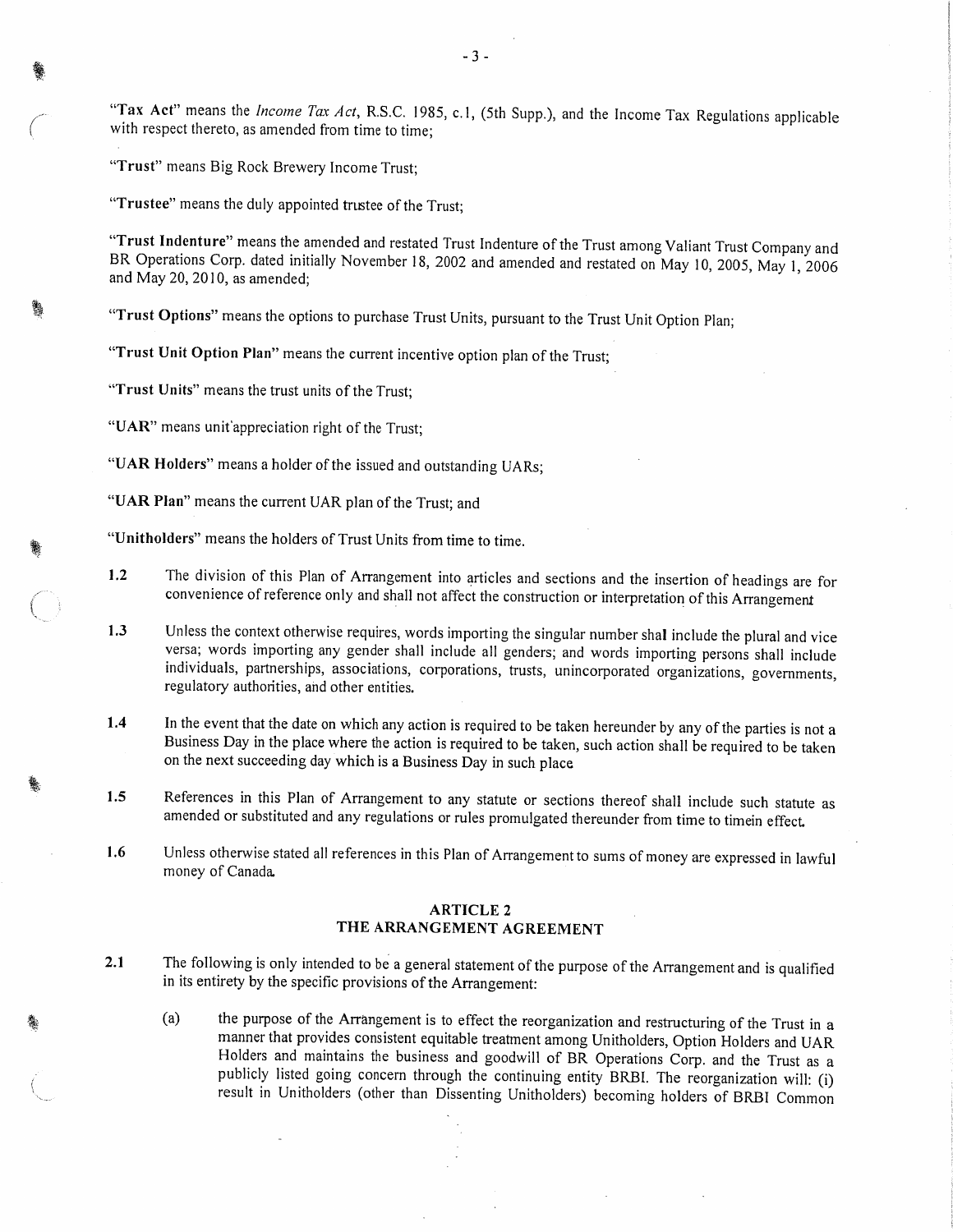"**Tax Act**" means the *Income Tax Act*, R.S.C. 1985, c.1, (5th Supp.), and the Income Tax Regulations applicable with respect thereto, as amended from time to time;

"**Trust**" means Big Rock Brewery Income Trust;

"**Trustee**" means the duly appointed trustee of the Trust;

"**Trust Indenture**" means the amended and restated Trust Indenture of the Trust among Valiant Trust Company and BR Operations Corp. dated initially November 18, 2002 and amended and restated on May 10, 2005, May 1, 2006 and May 20, 2010, as amended;

"**Trust Options**" means the options to purchase Trust Units, pursuant to the Trust Unit Option Plan;

"**Trust Unit Option Plan**" means the current incentive option plan of the Trust;

"**Trust Units**" means the trust units of the Trust;

"**UAR**" means unit appreciation right of the Trust;

"**UAR Holders**" means a holder of the issued and outstanding UARs;

"**UAR Plan**" means the current UAR plan of the Trust; and

"**Unitholders**" means the holders of Trust Units from time to time.

**1.2** The division of this Plan of Arrangement into articles and sections and the insertion of headings are for convenience of reference only and shall not affect the construction or interpretation of this Arrangement

**1.3** Unless the context otherwise requires, words importing the singular number shall include the plural and vice versa; words importing any gender shall include all genders; and words importing persons shall include individuals, partnerships, associations, corporations, trusts, unincorporated organizations, governments, regulatory authorities, and other entities.

**1.4** In the event that the date on which any action is required to be taken hereunder by any of the parties is not a Business Day in the place where the action is required to be taken, such action shall be required to be taken on the next succeeding day which is a Business Day in such place

**1.5** References in this Plan of Arrangement to any statute or sections thereof shall include such statute as amended or substituted and any regulations or rules promulgated thereunder from time to timein effect.

**1.6** Unless otherwise stated all references in this Plan of Arrangement to sums of money are expressed in lawful money of Canada.

## ARTICLE 2
## THE ARRANGEMENT AGREEMENT

**2.1** The following is only intended to be a general statement of the purpose of the Arrangement and is qualified in its entirety by the specific provisions of the Arrangement:

(a) the purpose of the Arrangement is to effect the reorganization and restructuring of the Trust in a manner that provides consistent equitable treatment among Unitholders, Option Holders and UAR Holders and maintains the business and goodwill of BR Operations Corp. and the Trust as a publicly listed going concern through the continuing entity BRBI. The reorganization will: (i) result in Unitholders (other than Dissenting Unitholders) becoming holders of BRBI Common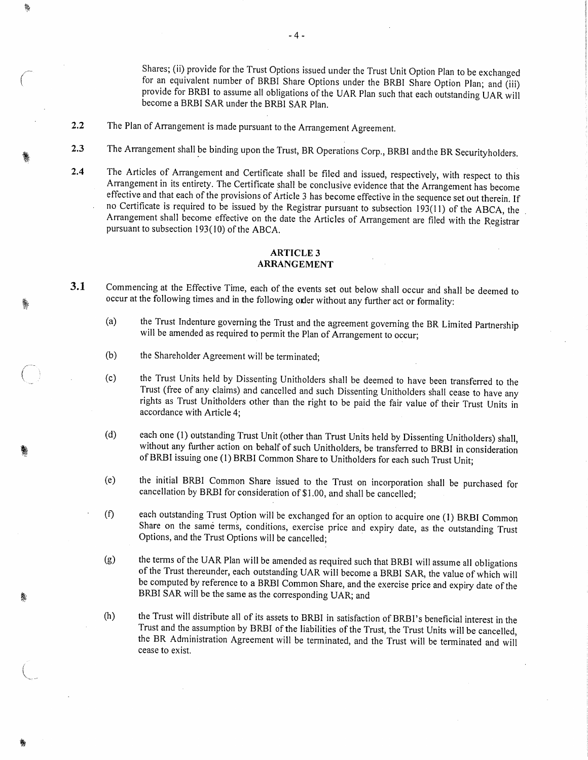Shares; (ii) provide for the Trust Options issued under the Trust Unit Option Plan to be exchanged for an equivalent number of BRBI Share Options under the BRBI Share Option Plan; and (iii) provide for BRBI to assume all obligations of the UAR Plan such that each outstanding UAR will become a BRBI SAR under the BRBI SAR Plan.

**2.2** The Plan of Arrangement is made pursuant to the Arrangement Agreement.

**2.3** The Arrangement shall be binding upon the Trust, BR Operations Corp., BRBI and the BR Securityholders.

**2.4** The Articles of Arrangement and Certificate shall be filed and issued, respectively, with respect to this Arrangement in its entirety. The Certificate shall be conclusive evidence that the Arrangement has become effective and that each of the provisions of Article 3 has become effective in the sequence set out therein. If no Certificate is required to be issued by the Registrar pursuant to subsection 193(11) of the ABCA, the Arrangement shall become effective on the date the Articles of Arrangement are filed with the Registrar pursuant to subsection 193(10) of the ABCA.

## ARTICLE 3
## ARRANGEMENT

**3.1** Commencing at the Effective Time, each of the events set out below shall occur and shall be deemed to occur at the following times and in the following order without any further act or formality:

(a) the Trust Indenture governing the Trust and the agreement governing the BR Limited Partnership will be amended as required to permit the Plan of Arrangement to occur;

(b) the Shareholder Agreement will be terminated;

(c) the Trust Units held by Dissenting Unitholders shall be deemed to have been transferred to the Trust (free of any claims) and cancelled and such Dissenting Unitholders shall cease to have any rights as Trust Unitholders other than the right to be paid the fair value of their Trust Units in accordance with Article 4;

(d) each one (1) outstanding Trust Unit (other than Trust Units held by Dissenting Unitholders) shall, without any further action on behalf of such Unitholders, be transferred to BRBI in consideration of BRBI issuing one (1) BRBI Common Share to Unitholders for each such Trust Unit;

(e) the initial BRBI Common Share issued to the Trust on incorporation shall be purchased for cancellation by BRBI for consideration of $1.00, and shall be cancelled;

(f) each outstanding Trust Option will be exchanged for an option to acquire one (1) BRBI Common Share on the same terms, conditions, exercise price and expiry date, as the outstanding Trust Options, and the Trust Options will be cancelled;

(g) the terms of the UAR Plan will be amended as required such that BRBI will assume all obligations of the Trust thereunder, each outstanding UAR will become a BRBI SAR, the value of which will be computed by reference to a BRBI Common Share, and the exercise price and expiry date of the BRBI SAR will be the same as the corresponding UAR; and

(h) the Trust will distribute all of its assets to BRBI in satisfaction of BRBI's beneficial interest in the Trust and the assumption by BRBI of the liabilities of the Trust, the Trust Units will be cancelled, the BR Administration Agreement will be terminated, and the Trust will be terminated and will cease to exist.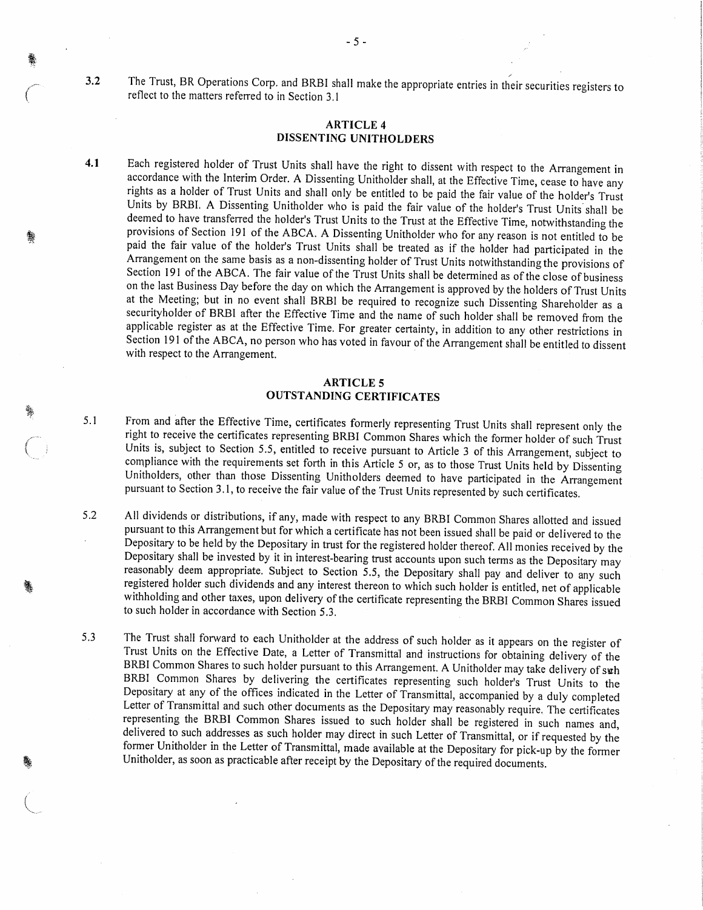3.2 The Trust, BR Operations Corp. and BRBI shall make the appropriate entries in their securities registers to reflect to the matters referred to in Section 3.1

## ARTICLE 4
## DISSENTING UNITHOLDERS

4.1 Each registered holder of Trust Units shall have the right to dissent with respect to the Arrangement in accordance with the Interim Order. A Dissenting Unitholder shall, at the Effective Time, cease to have any rights as a holder of Trust Units and shall only be entitled to be paid the fair value of the holder's Trust Units by BRBI. A Dissenting Unitholder who is paid the fair value of the holder's Trust Units shall be deemed to have transferred the holder's Trust Units to the Trust at the Effective Time, notwithstanding the provisions of Section 191 of the ABCA. A Dissenting Unitholder who for any reason is not entitled to be paid the fair value of the holder's Trust Units shall be treated as if the holder had participated in the Arrangement on the same basis as a non-dissenting holder of Trust Units notwithstanding the provisions of Section 191 of the ABCA. The fair value of the Trust Units shall be determined as of the close of business on the last Business Day before the day on which the Arrangement is approved by the holders of Trust Units at the Meeting; but in no event shall BRBI be required to recognize such Dissenting Shareholder as a securityholder of BRBI after the Effective Time and the name of such holder shall be removed from the applicable register as at the Effective Time. For greater certainty, in addition to any other restrictions in Section 191 of the ABCA, no person who has voted in favour of the Arrangement shall be entitled to dissent with respect to the Arrangement.

## ARTICLE 5
## OUTSTANDING CERTIFICATES

5.1 From and after the Effective Time, certificates formerly representing Trust Units shall represent only the right to receive the certificates representing BRBI Common Shares which the former holder of such Trust Units is, subject to Section 5.5, entitled to receive pursuant to Article 3 of this Arrangement, subject to compliance with the requirements set forth in this Article 5 or, as to those Trust Units held by Dissenting Unitholders, other than those Dissenting Unitholders deemed to have participated in the Arrangement pursuant to Section 3.1, to receive the fair value of the Trust Units represented by such certificates.

5.2 All dividends or distributions, if any, made with respect to any BRBI Common Shares allotted and issued pursuant to this Arrangement but for which a certificate has not been issued shall be paid or delivered to the Depositary to be held by the Depositary in trust for the registered holder thereof. All monies received by the Depositary shall be invested by it in interest-bearing trust accounts upon such terms as the Depositary may reasonably deem appropriate. Subject to Section 5.5, the Depositary shall pay and deliver to any such registered holder such dividends and any interest thereon to which such holder is entitled, net of applicable withholding and other taxes, upon delivery of the certificate representing the BRBI Common Shares issued to such holder in accordance with Section 5.3.

5.3 The Trust shall forward to each Unitholder at the address of such holder as it appears on the register of Trust Units on the Effective Date, a Letter of Transmittal and instructions for obtaining delivery of the BRBI Common Shares to such holder pursuant to this Arrangement. A Unitholder may take delivery of such BRBI Common Shares by delivering the certificates representing such holder's Trust Units to the Depositary at any of the offices indicated in the Letter of Transmittal, accompanied by a duly completed Letter of Transmittal and such other documents as the Depositary may reasonably require. The certificates representing the BRBI Common Shares issued to such holder shall be registered in such names and, delivered to such addresses as such holder may direct in such Letter of Transmittal, or if requested by the former Unitholder in the Letter of Transmittal, made available at the Depositary for pick-up by the former Unitholder, as soon as practicable after receipt by the Depositary of the required documents.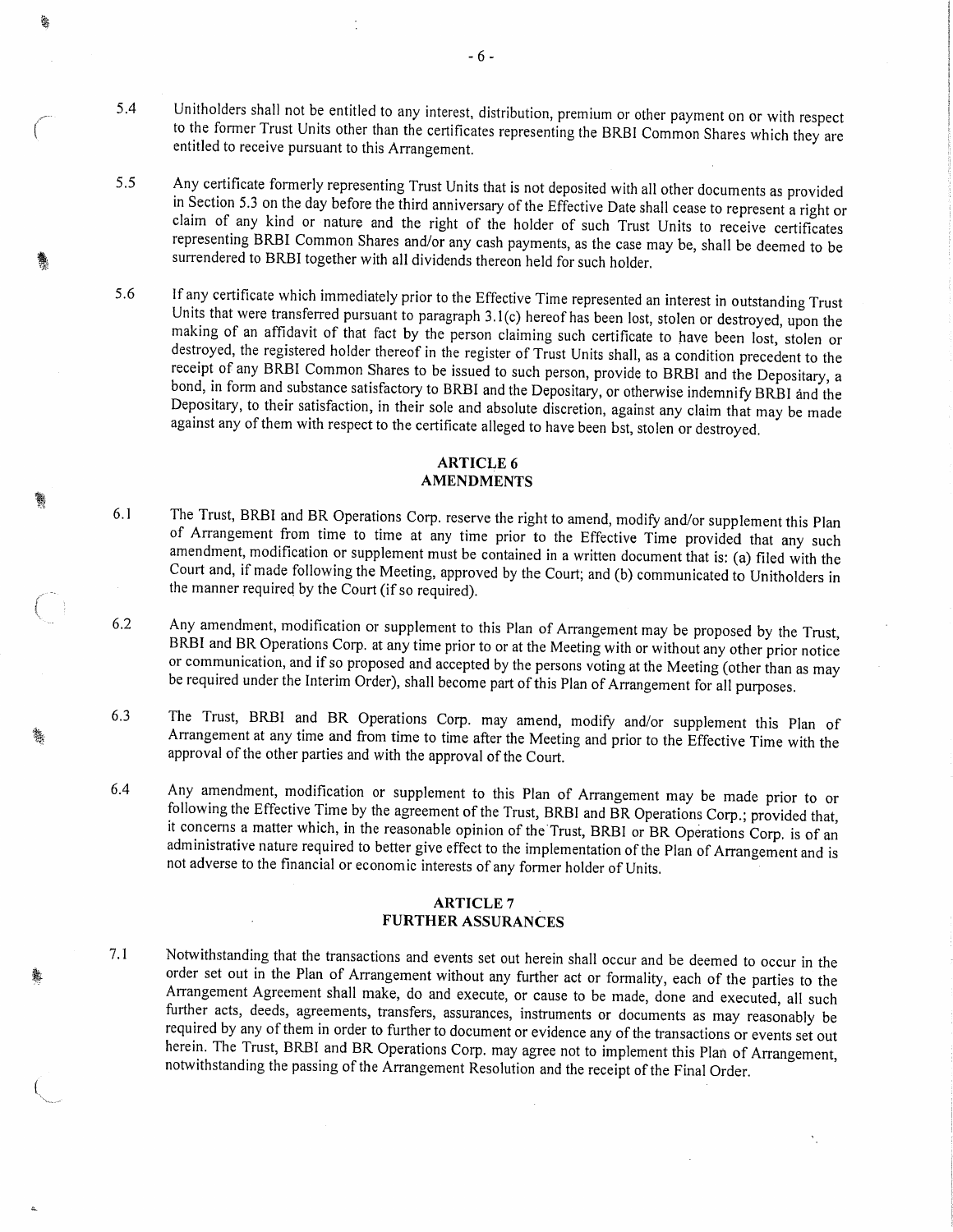5.4 Unitholders shall not be entitled to any interest, distribution, premium or other payment on or with respect to the former Trust Units other than the certificates representing the BRBI Common Shares which they are entitled to receive pursuant to this Arrangement.

5.5 Any certificate formerly representing Trust Units that is not deposited with all other documents as provided in Section 5.3 on the day before the third anniversary of the Effective Date shall cease to represent a right or claim of any kind or nature and the right of the holder of such Trust Units to receive certificates representing BRBI Common Shares and/or any cash payments, as the case may be, shall be deemed to be surrendered to BRBI together with all dividends thereon held for such holder.

5.6 If any certificate which immediately prior to the Effective Time represented an interest in outstanding Trust Units that were transferred pursuant to paragraph 3.1(c) hereof has been lost, stolen or destroyed, upon the making of an affidavit of that fact by the person claiming such certificate to have been lost, stolen or destroyed, the registered holder thereof in the register of Trust Units shall, as a condition precedent to the receipt of any BRBI Common Shares to be issued to such person, provide to BRBI and the Depositary, a bond, in form and substance satisfactory to BRBI and the Depositary, or otherwise indemnify BRBI and the Depositary, to their satisfaction, in their sole and absolute discretion, against any claim that may be made against any of them with respect to the certificate alleged to have been bst, stolen or destroyed.

## ARTICLE 6
## AMENDMENTS

6.1 The Trust, BRBI and BR Operations Corp. reserve the right to amend, modify and/or supplement this Plan of Arrangement from time to time at any time prior to the Effective Time provided that any such amendment, modification or supplement must be contained in a written document that is: (a) filed with the Court and, if made following the Meeting, approved by the Court; and (b) communicated to Unitholders in the manner required by the Court (if so required).

6.2 Any amendment, modification or supplement to this Plan of Arrangement may be proposed by the Trust, BRBI and BR Operations Corp. at any time prior to or at the Meeting with or without any other prior notice or communication, and if so proposed and accepted by the persons voting at the Meeting (other than as may be required under the Interim Order), shall become part of this Plan of Arrangement for all purposes.

6.3 The Trust, BRBI and BR Operations Corp. may amend, modify and/or supplement this Plan of Arrangement at any time and from time to time after the Meeting and prior to the Effective Time with the approval of the other parties and with the approval of the Court.

6.4 Any amendment, modification or supplement to this Plan of Arrangement may be made prior to or following the Effective Time by the agreement of the Trust, BRBI and BR Operations Corp.; provided that, it concerns a matter which, in the reasonable opinion of the Trust, BRBI or BR Operations Corp. is of an administrative nature required to better give effect to the implementation of the Plan of Arrangement and is not adverse to the financial or economic interests of any former holder of Units.

## ARTICLE 7
## FURTHER ASSURANCES

7.1 Notwithstanding that the transactions and events set out herein shall occur and be deemed to occur in the order set out in the Plan of Arrangement without any further act or formality, each of the parties to the Arrangement Agreement shall make, do and execute, or cause to be made, done and executed, all such further acts, deeds, agreements, transfers, assurances, instruments or documents as may reasonably be required by any of them in order to further to document or evidence any of the transactions or events set out herein. The Trust, BRBI and BR Operations Corp. may agree not to implement this Plan of Arrangement, notwithstanding the passing of the Arrangement Resolution and the receipt of the Final Order.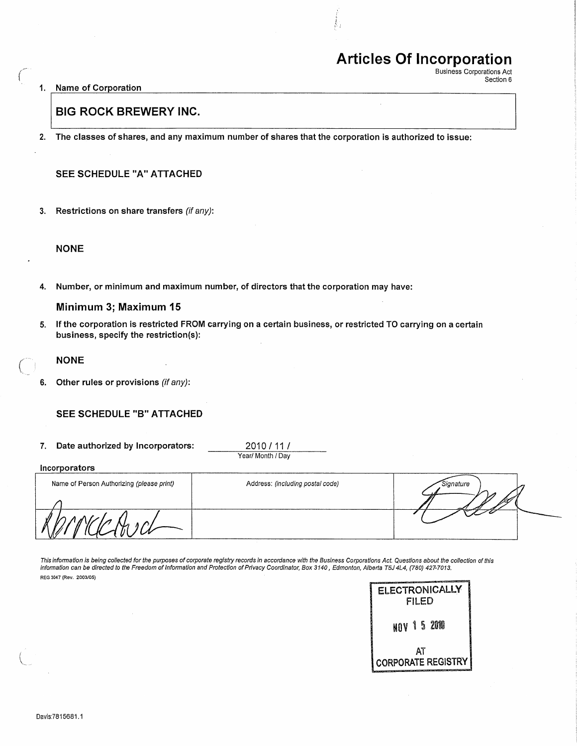# Articles Of Incorporation

Business Corporations Act
Section 6

1. Name of Corporation

**BIG ROCK BREWERY INC.**

2. **The classes of shares, and any maximum number of shares that the corporation is authorized to issue:**

   **SEE SCHEDULE "A" ATTACHED**

3. **Restrictions on share transfers** *(if any)*:

   **NONE**

4. **Number, or minimum and maximum number, of directors that the corporation may have:**

   **Minimum 3; Maximum 15**

5. **If the corporation is restricted FROM carrying on a certain business, or restricted TO carrying on a certain business, specify the restriction(s):**

   **NONE**

6. **Other rules or provisions** *(if any)*:

   **SEE SCHEDULE "B" ATTACHED**

7. **Date authorized by Incorporators:** 2010 / 11 /
   Year/ Month / Day

**Incorporators**

| Name of Person Authorizing *(please print)* | Address: *(including postal code)* | Signature |
|---|---|---|
| [signature] | | [signature] |

*This information is being collected for the purposes of corporate registry records in accordance with the Business Corporations Act. Questions about the collection of this information can be directed to the Freedom of Information and Protection of Privacy Coordinator, Box 3140, Edmonton, Alberta T5J 4L4, (780) 427-7013.*

REG 3047 (Rev. 2003/05)

ELECTRONICALLY FILED
NOV 15 2010
AT
CORPORATE REGISTRY

Davis:7815681.1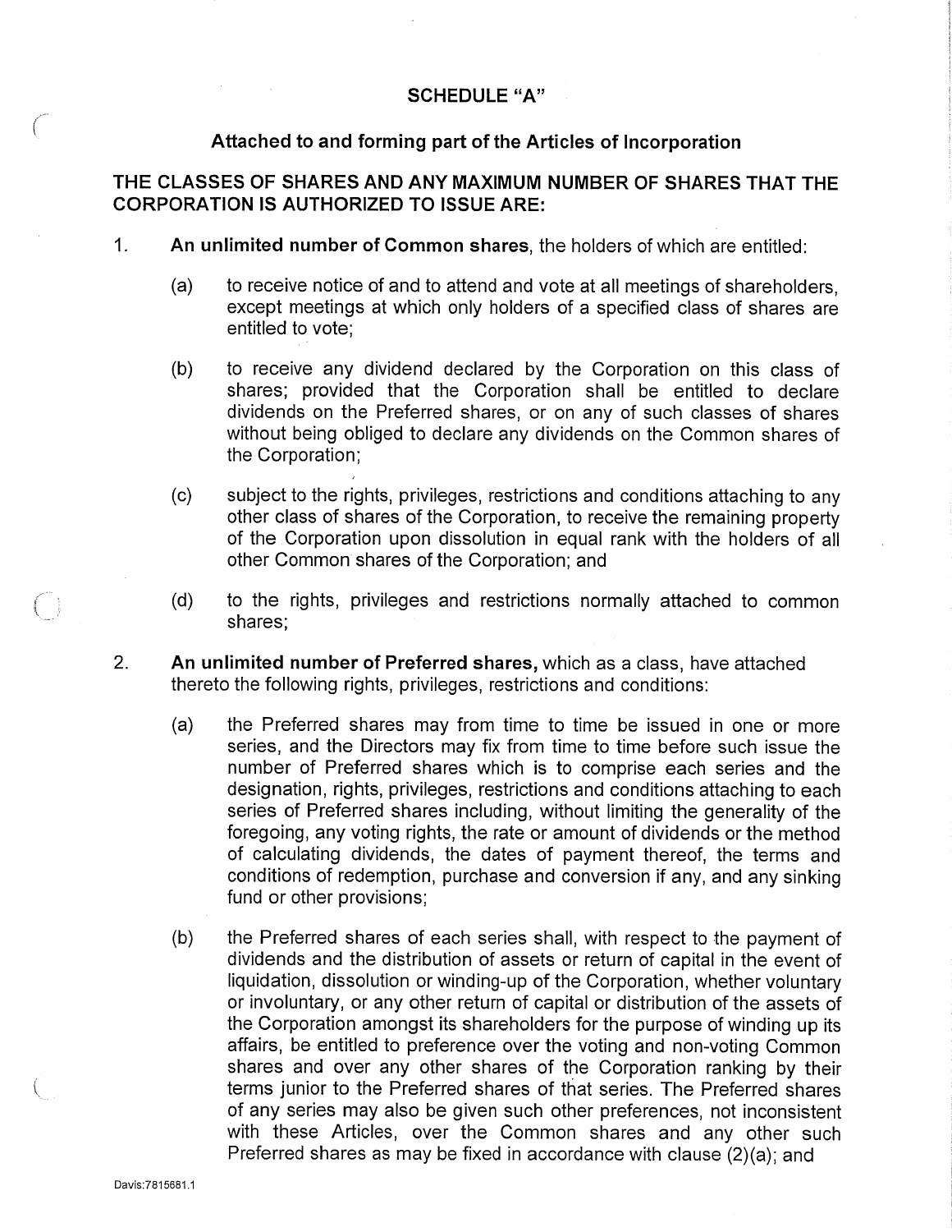## SCHEDULE "A"

### Attached to and forming part of the Articles of Incorporation

### THE CLASSES OF SHARES AND ANY MAXIMUM NUMBER OF SHARES THAT THE CORPORATION IS AUTHORIZED TO ISSUE ARE:

1. **An unlimited number of Common shares**, the holders of which are entitled:

   (a) to receive notice of and to attend and vote at all meetings of shareholders, except meetings at which only holders of a specified class of shares are entitled to vote;

   (b) to receive any dividend declared by the Corporation on this class of shares; provided that the Corporation shall be entitled to declare dividends on the Preferred shares, or on any of such classes of shares without being obliged to declare any dividends on the Common shares of the Corporation;

   (c) subject to the rights, privileges, restrictions and conditions attaching to any other class of shares of the Corporation, to receive the remaining property of the Corporation upon dissolution in equal rank with the holders of all other Common shares of the Corporation; and

   (d) to the rights, privileges and restrictions normally attached to common shares;

2. **An unlimited number of Preferred shares,** which as a class, have attached thereto the following rights, privileges, restrictions and conditions:

   (a) the Preferred shares may from time to time be issued in one or more series, and the Directors may fix from time to time before such issue the number of Preferred shares which is to comprise each series and the designation, rights, privileges, restrictions and conditions attaching to each series of Preferred shares including, without limiting the generality of the foregoing, any voting rights, the rate or amount of dividends or the method of calculating dividends, the dates of payment thereof, the terms and conditions of redemption, purchase and conversion if any, and any sinking fund or other provisions;

   (b) the Preferred shares of each series shall, with respect to the payment of dividends and the distribution of assets or return of capital in the event of liquidation, dissolution or winding-up of the Corporation, whether voluntary or involuntary, or any other return of capital or distribution of the assets of the Corporation amongst its shareholders for the purpose of winding up its affairs, be entitled to preference over the voting and non-voting Common shares and over any other shares of the Corporation ranking by their terms junior to the Preferred shares of that series. The Preferred shares of any series may also be given such other preferences, not inconsistent with these Articles, over the Common shares and any other such Preferred shares as may be fixed in accordance with clause (2)(a); and

Davis:7815681.1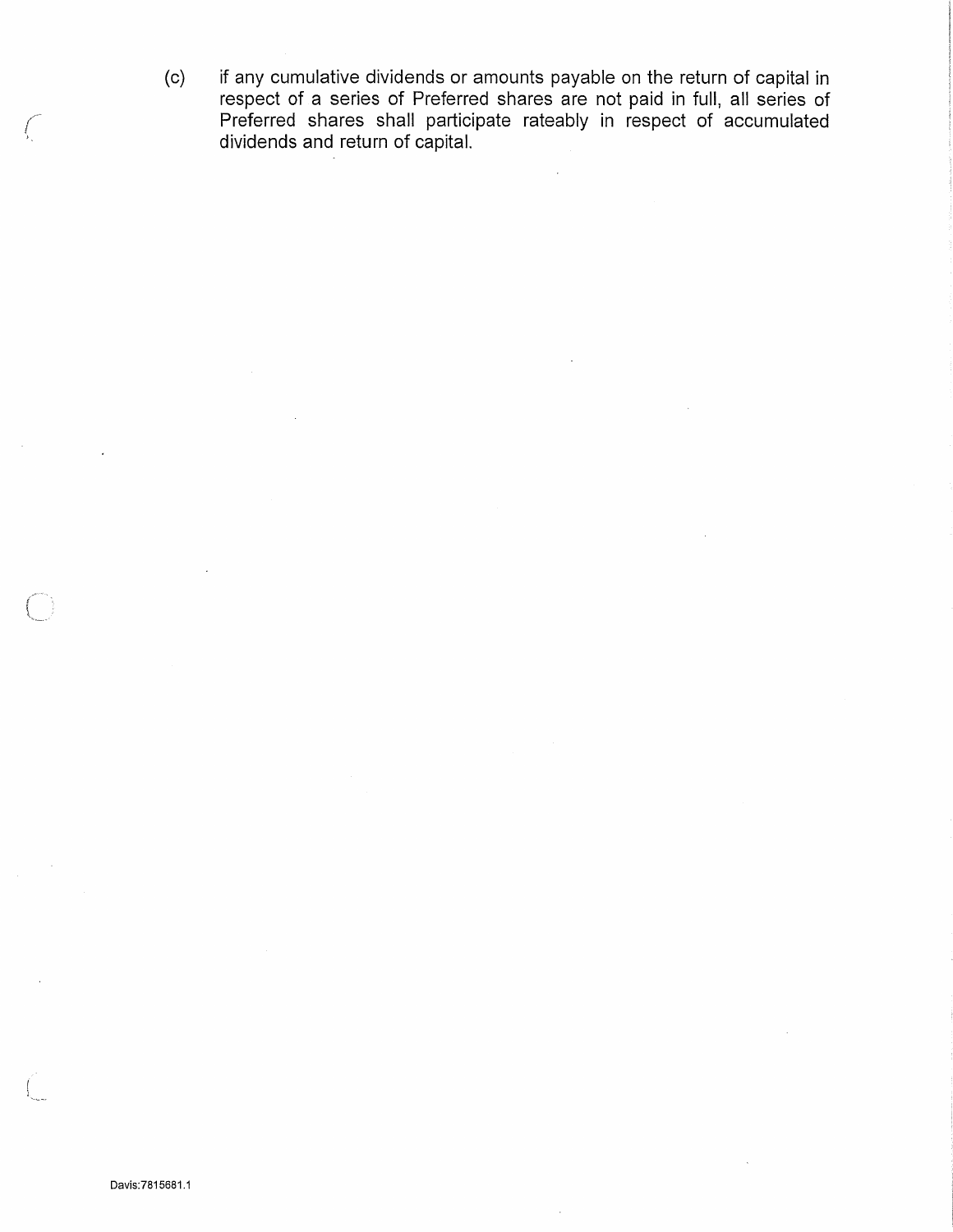(c) if any cumulative dividends or amounts payable on the return of capital in respect of a series of Preferred shares are not paid in full, all series of Preferred shares shall participate rateably in respect of accumulated dividends and return of capital.

Davis:7815681.1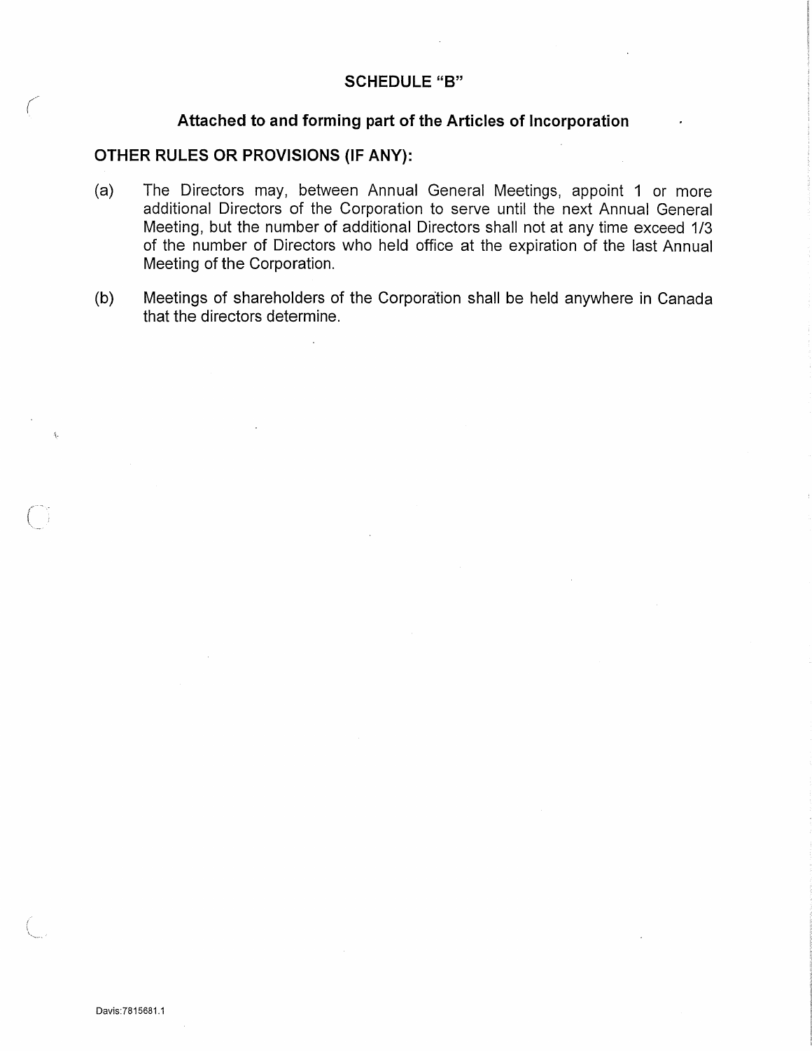## SCHEDULE "B"

### Attached to and forming part of the Articles of Incorporation

**OTHER RULES OR PROVISIONS (IF ANY):**

(a) The Directors may, between Annual General Meetings, appoint 1 or more additional Directors of the Corporation to serve until the next Annual General Meeting, but the number of additional Directors shall not at any time exceed 1/3 of the number of Directors who held office at the expiration of the last Annual Meeting of the Corporation.

(b) Meetings of shareholders of the Corporation shall be held anywhere in Canada that the directors determine.

Davis:7815681.1